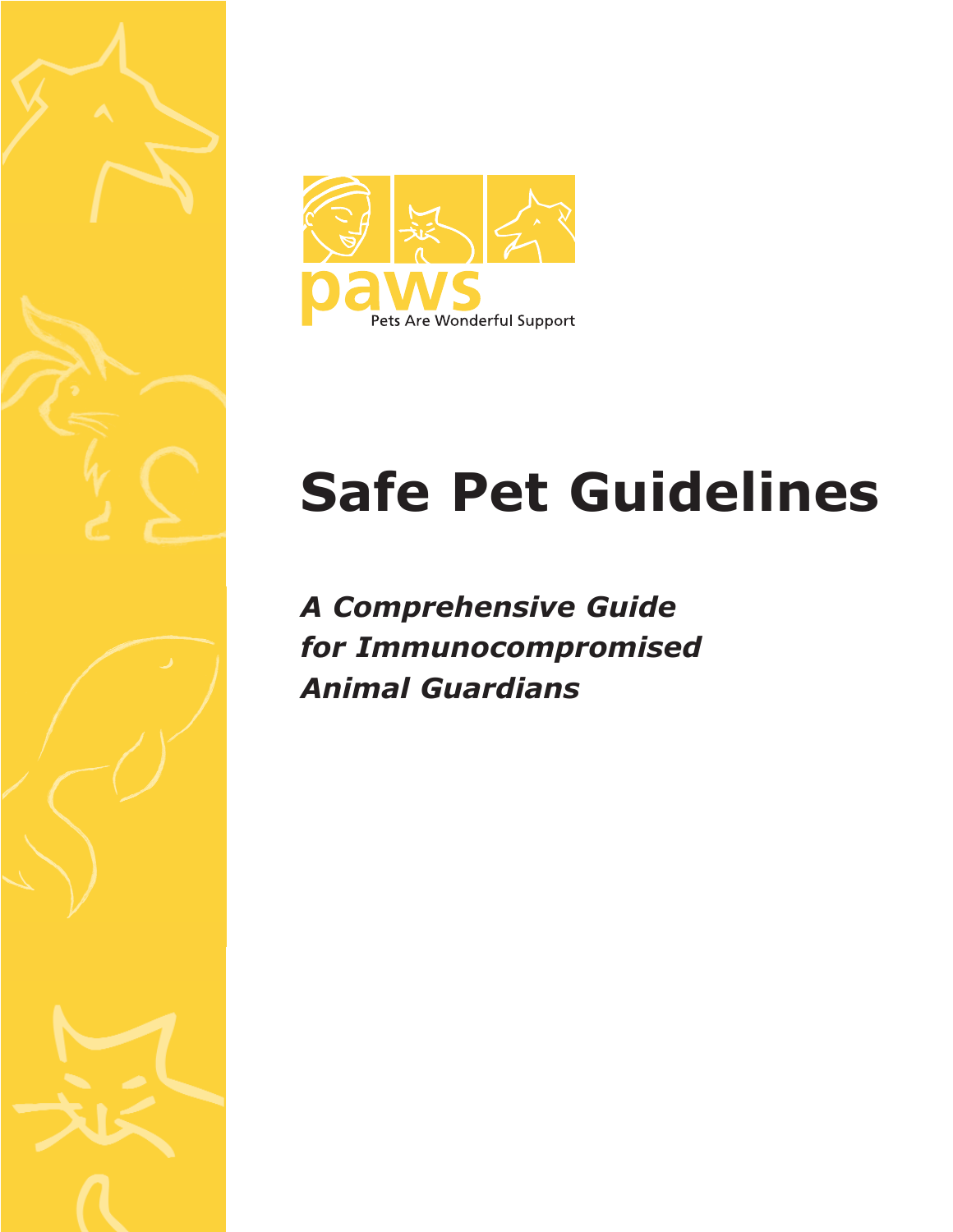paws

Pets Are Wonderful Support

# Safe Pet Guidelines

***A Comprehensive Guide for Immunocompromised Animal Guardians***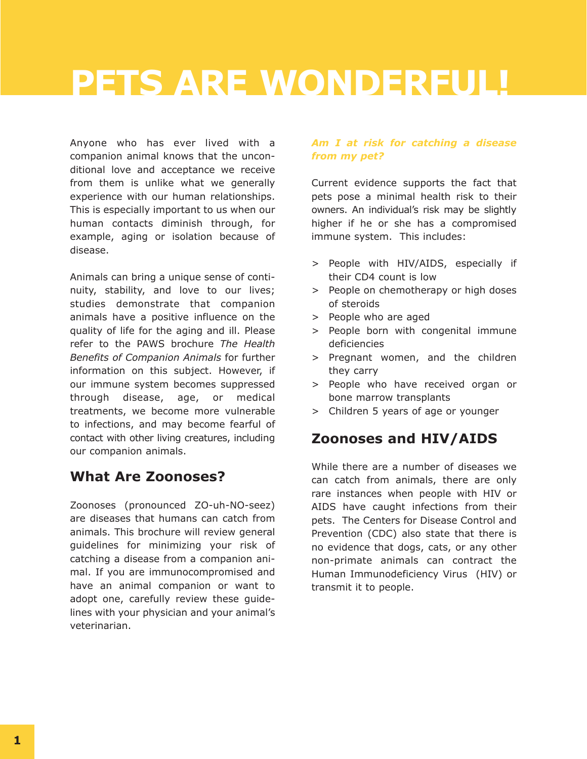# PETS ARE WONDERFUL!

Anyone who has ever lived with a companion animal knows that the unconditional love and acceptance we receive from them is unlike what we generally experience with our human relationships. This is especially important to us when our human contacts diminish through, for example, aging or isolation because of disease.

Animals can bring a unique sense of continuity, stability, and love to our lives; studies demonstrate that companion animals have a positive influence on the quality of life for the aging and ill. Please refer to the PAWS brochure *The Health Benefits of Companion Animals* for further information on this subject. However, if our immune system becomes suppressed through disease, age, or medical treatments, we become more vulnerable to infections, and may become fearful of contact with other living creatures, including our companion animals.

## What Are Zoonoses?

Zoonoses (pronounced ZO-uh-NO-seez) are diseases that humans can catch from animals. This brochure will review general guidelines for minimizing your risk of catching a disease from a companion animal. If you are immunocompromised and have an animal companion or want to adopt one, carefully review these guidelines with your physician and your animal's veterinarian.

***Am I at risk for catching a disease from my pet?***

Current evidence supports the fact that pets pose a minimal health risk to their owners. An individual's risk may be slightly higher if he or she has a compromised immune system. This includes:

> People with HIV/AIDS, especially if their CD4 count is low
> People on chemotherapy or high doses of steroids
> People who are aged
> People born with congenital immune deficiencies
> Pregnant women, and the children they carry
> People who have received organ or bone marrow transplants
> Children 5 years of age or younger

## Zoonoses and HIV/AIDS

While there are a number of diseases we can catch from animals, there are only rare instances when people with HIV or AIDS have caught infections from their pets. The Centers for Disease Control and Prevention (CDC) also state that there is no evidence that dogs, cats, or any other non-primate animals can contract the Human Immunodeficiency Virus (HIV) or transmit it to people.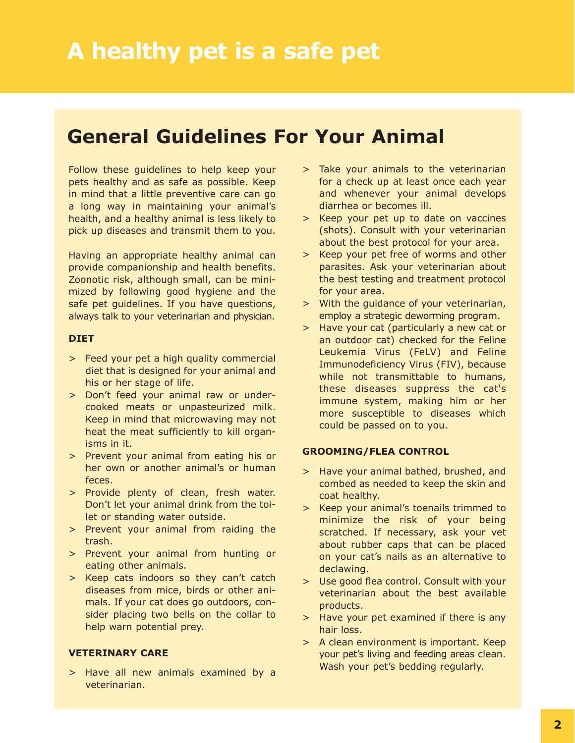# A healthy pet is a safe pet

## General Guidelines For Your Animal

Follow these guidelines to help keep your pets healthy and as safe as possible. Keep in mind that a little preventive care can go a long way in maintaining your animal's health, and a healthy animal is less likely to pick up diseases and transmit them to you.

Having an appropriate healthy animal can provide companionship and health benefits. Zoonotic risk, although small, can be minimized by following good hygiene and the safe pet guidelines. If you have questions, always talk to your veterinarian and physician.

### DIET

> Feed your pet a high quality commercial diet that is designed for your animal and his or her stage of life.

> Don't feed your animal raw or undercooked meats or unpasteurized milk. Keep in mind that microwaving may not heat the meat sufficiently to kill organisms in it.

> Prevent your animal from eating his or her own or another animal's or human feces.

> Provide plenty of clean, fresh water. Don't let your animal drink from the toilet or standing water outside.

> Prevent your animal from raiding the trash.

> Prevent your animal from hunting or eating other animals.

> Keep cats indoors so they can't catch diseases from mice, birds or other animals. If your cat does go outdoors, consider placing two bells on the collar to help warn potential prey.

### VETERINARY CARE

> Have all new animals examined by a veterinarian.

> Take your animals to the veterinarian for a check up at least once each year and whenever your animal develops diarrhea or becomes ill.

> Keep your pet up to date on vaccines (shots). Consult with your veterinarian about the best protocol for your area.

> Keep your pet free of worms and other parasites. Ask your veterinarian about the best testing and treatment protocol for your area.

> With the guidance of your veterinarian, employ a strategic deworming program.

> Have your cat (particularly a new cat or an outdoor cat) checked for the Feline Leukemia Virus (FeLV) and Feline Immunodeficiency Virus (FIV), because while not transmittable to humans, these diseases suppress the cat's immune system, making him or her more susceptible to diseases which could be passed on to you.

### GROOMING/FLEA CONTROL

> Have your animal bathed, brushed, and combed as needed to keep the skin and coat healthy.

> Keep your animal's toenails trimmed to minimize the risk of your being scratched. If necessary, ask your vet about rubber caps that can be placed on your cat's nails as an alternative to declawing.

> Use good flea control. Consult with your veterinarian about the best available products.

> Have your pet examined if there is any hair loss.

> A clean environment is important. Keep your pet's living and feeding areas clean. Wash your pet's bedding regularly.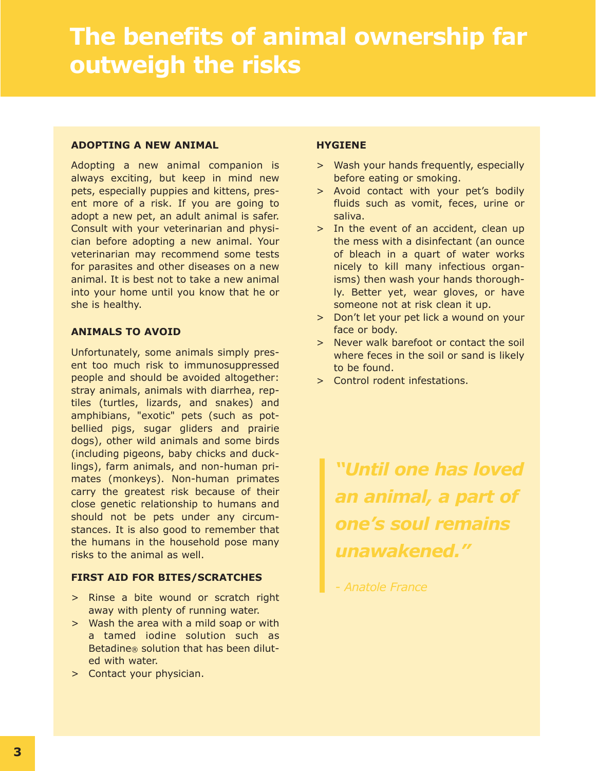# The benefits of animal ownership far outweigh the risks

### ADOPTING A NEW ANIMAL

Adopting a new animal companion is always exciting, but keep in mind new pets, especially puppies and kittens, present more of a risk. If you are going to adopt a new pet, an adult animal is safer. Consult with your veterinarian and physician before adopting a new animal. Your veterinarian may recommend some tests for parasites and other diseases on a new animal. It is best not to take a new animal into your home until you know that he or she is healthy.

### ANIMALS TO AVOID

Unfortunately, some animals simply present too much risk to immunosuppressed people and should be avoided altogether: stray animals, animals with diarrhea, reptiles (turtles, lizards, and snakes) and amphibians, "exotic" pets (such as pot-bellied pigs, sugar gliders and prairie dogs), other wild animals and some birds (including pigeons, baby chicks and ducklings), farm animals, and non-human primates (monkeys). Non-human primates carry the greatest risk because of their close genetic relationship to humans and should not be pets under any circumstances. It is also good to remember that the humans in the household pose many risks to the animal as well.

### FIRST AID FOR BITES/SCRATCHES

> Rinse a bite wound or scratch right away with plenty of running water.
> Wash the area with a mild soap or with a tamed iodine solution such as Betadine® solution that has been diluted with water.
> Contact your physician.

### HYGIENE

> Wash your hands frequently, especially before eating or smoking.
> Avoid contact with your pet's bodily fluids such as vomit, feces, urine or saliva.
> In the event of an accident, clean up the mess with a disinfectant (an ounce of bleach in a quart of water works nicely to kill many infectious organisms) then wash your hands thoroughly. Better yet, wear gloves, or have someone not at risk clean it up.
> Don't let your pet lick a wound on your face or body.
> Never walk barefoot or contact the soil where feces in the soil or sand is likely to be found.
> Control rodent infestations.

***"Until one has loved an animal, a part of one's soul remains unawakened."***

*- Anatole France*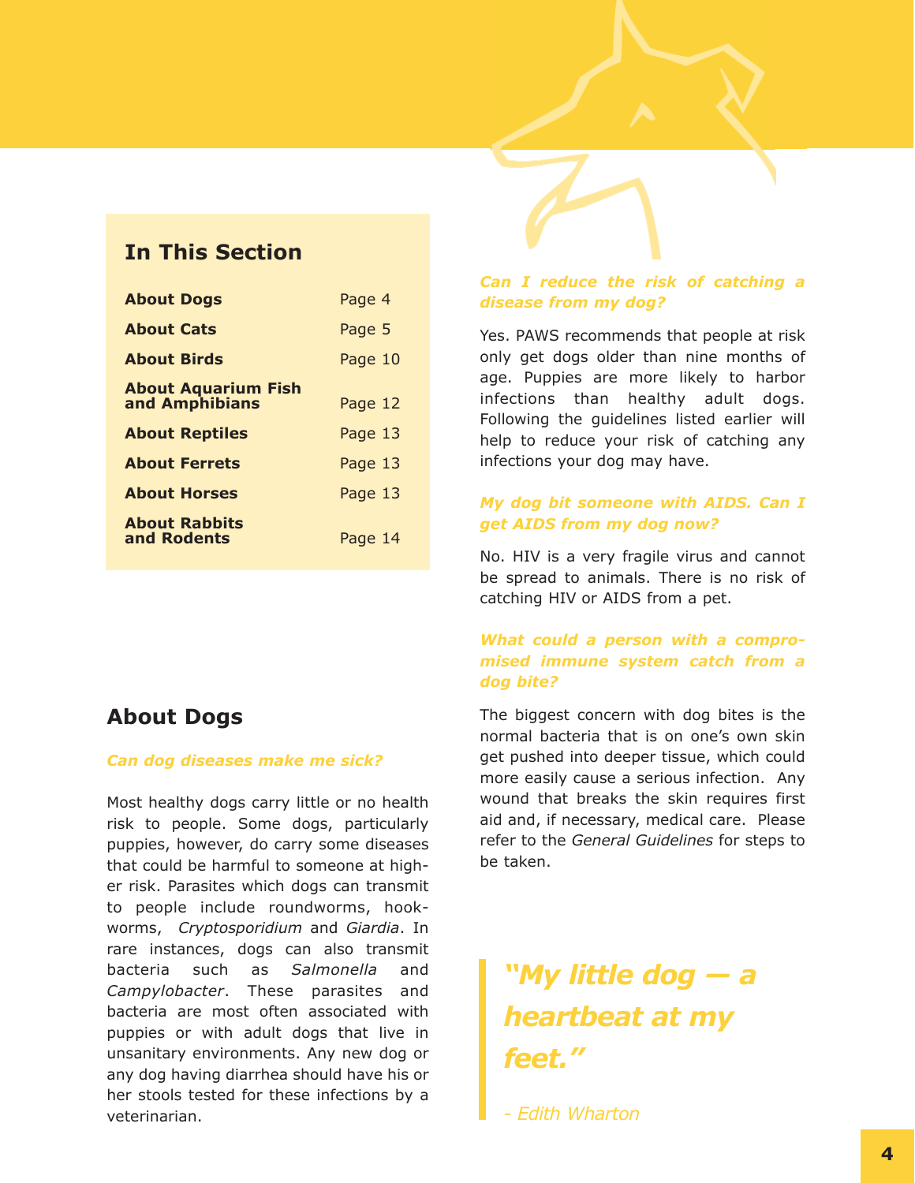## In This Section

| | |
|---|---|
| **About Dogs** | Page 4 |
| **About Cats** | Page 5 |
| **About Birds** | Page 10 |
| **About Aquarium Fish and Amphibians** | Page 12 |
| **About Reptiles** | Page 13 |
| **About Ferrets** | Page 13 |
| **About Horses** | Page 13 |
| **About Rabbits and Rodents** | Page 14 |

## About Dogs

***Can dog diseases make me sick?***

Most healthy dogs carry little or no health risk to people. Some dogs, particularly puppies, however, do carry some diseases that could be harmful to someone at higher risk. Parasites which dogs can transmit to people include roundworms, hookworms, *Cryptosporidium* and *Giardia*. In rare instances, dogs can also transmit bacteria such as *Salmonella* and *Campylobacter*. These parasites and bacteria are most often associated with puppies or with adult dogs that live in unsanitary environments. Any new dog or any dog having diarrhea should have his or her stools tested for these infections by a veterinarian.

***Can I reduce the risk of catching a disease from my dog?***

Yes. PAWS recommends that people at risk only get dogs older than nine months of age. Puppies are more likely to harbor infections than healthy adult dogs. Following the guidelines listed earlier will help to reduce your risk of catching any infections your dog may have.

***My dog bit someone with AIDS. Can I get AIDS from my dog now?***

No. HIV is a very fragile virus and cannot be spread to animals. There is no risk of catching HIV or AIDS from a pet.

***What could a person with a compromised immune system catch from a dog bite?***

The biggest concern with dog bites is the normal bacteria that is on one's own skin get pushed into deeper tissue, which could more easily cause a serious infection. Any wound that breaks the skin requires first aid and, if necessary, medical care. Please refer to the *General Guidelines* for steps to be taken.

> ***"My little dog — a heartbeat at my feet."***
>
> *- Edith Wharton*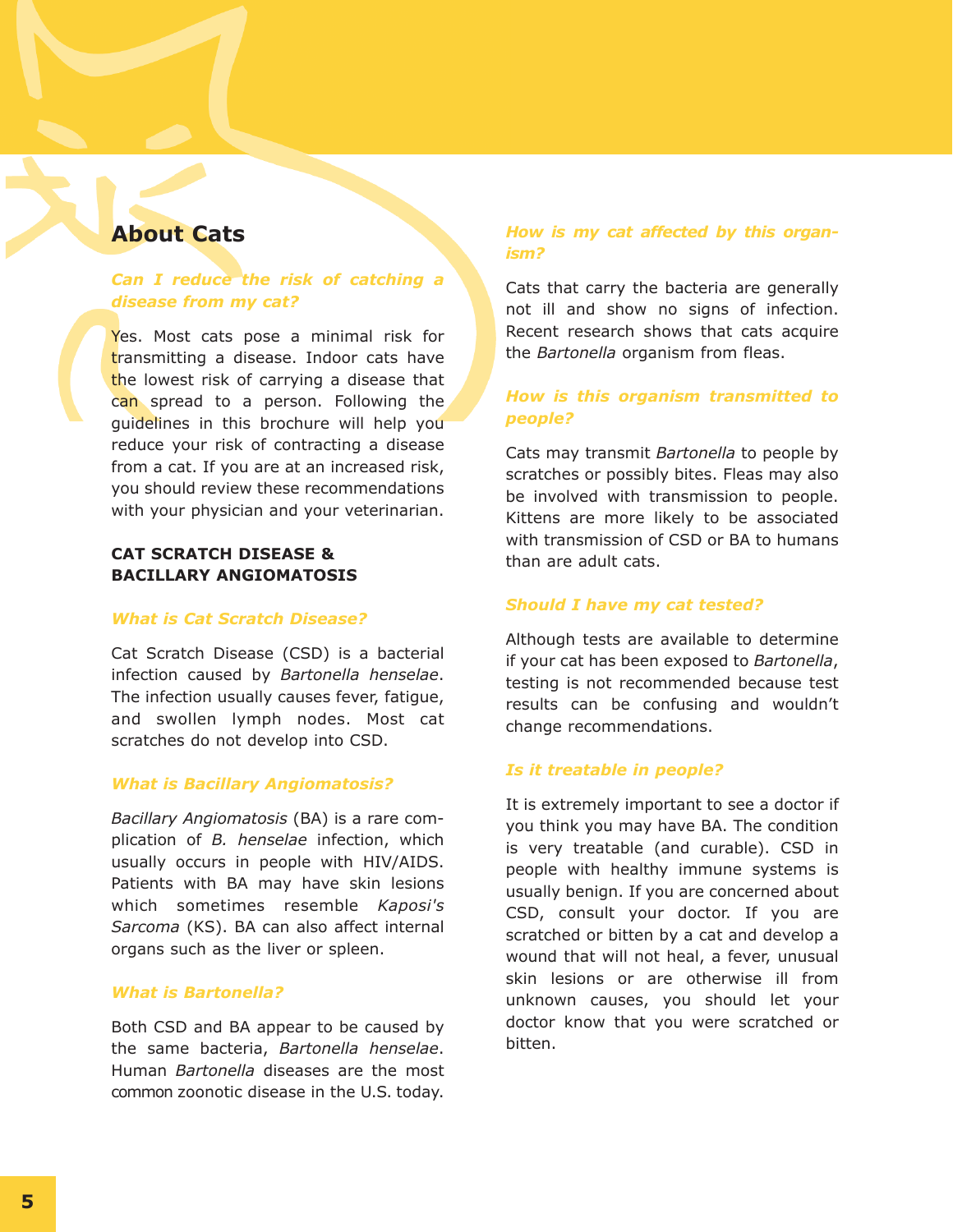## About Cats

### *Can I reduce the risk of catching a disease from my cat?*

Yes. Most cats pose a minimal risk for transmitting a disease. Indoor cats have the lowest risk of carrying a disease that can spread to a person. Following the guidelines in this brochure will help you reduce your risk of contracting a disease from a cat. If you are at an increased risk, you should review these recommendations with your physician and your veterinarian.

### CAT SCRATCH DISEASE & BACILLARY ANGIOMATOSIS

#### *What is Cat Scratch Disease?*

Cat Scratch Disease (CSD) is a bacterial infection caused by *Bartonella henselae*. The infection usually causes fever, fatigue, and swollen lymph nodes. Most cat scratches do not develop into CSD.

#### *What is Bacillary Angiomatosis?*

*Bacillary Angiomatosis* (BA) is a rare complication of *B. henselae* infection, which usually occurs in people with HIV/AIDS. Patients with BA may have skin lesions which sometimes resemble *Kaposi's Sarcoma* (KS). BA can also affect internal organs such as the liver or spleen.

#### *What is Bartonella?*

Both CSD and BA appear to be caused by the same bacteria, *Bartonella henselae*. Human *Bartonella* diseases are the most common zoonotic disease in the U.S. today.

#### *How is my cat affected by this organism?*

Cats that carry the bacteria are generally not ill and show no signs of infection. Recent research shows that cats acquire the *Bartonella* organism from fleas.

#### *How is this organism transmitted to people?*

Cats may transmit *Bartonella* to people by scratches or possibly bites. Fleas may also be involved with transmission to people. Kittens are more likely to be associated with transmission of CSD or BA to humans than are adult cats.

#### *Should I have my cat tested?*

Although tests are available to determine if your cat has been exposed to *Bartonella*, testing is not recommended because test results can be confusing and wouldn't change recommendations.

#### *Is it treatable in people?*

It is extremely important to see a doctor if you think you may have BA. The condition is very treatable (and curable). CSD in people with healthy immune systems is usually benign. If you are concerned about CSD, consult your doctor. If you are scratched or bitten by a cat and develop a wound that will not heal, a fever, unusual skin lesions or are otherwise ill from unknown causes, you should let your doctor know that you were scratched or bitten.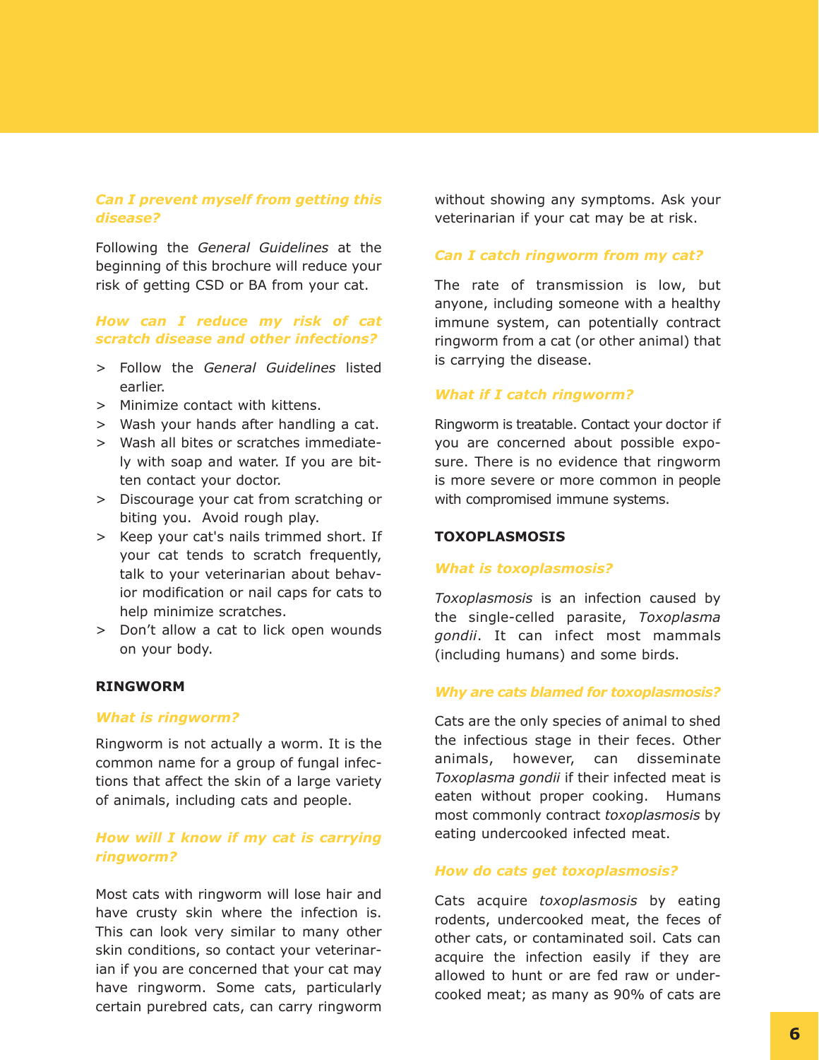### *Can I prevent myself from getting this disease?*

Following the *General Guidelines* at the beginning of this brochure will reduce your risk of getting CSD or BA from your cat.

### *How can I reduce my risk of cat scratch disease and other infections?*

> Follow the *General Guidelines* listed earlier.
> Minimize contact with kittens.
> Wash your hands after handling a cat.
> Wash all bites or scratches immediately with soap and water. If you are bitten contact your doctor.
> Discourage your cat from scratching or biting you. Avoid rough play.
> Keep your cat's nails trimmed short. If your cat tends to scratch frequently, talk to your veterinarian about behavior modification or nail caps for cats to help minimize scratches.
> Don't allow a cat to lick open wounds on your body.

## RINGWORM

### *What is ringworm?*

Ringworm is not actually a worm. It is the common name for a group of fungal infections that affect the skin of a large variety of animals, including cats and people.

### *How will I know if my cat is carrying ringworm?*

Most cats with ringworm will lose hair and have crusty skin where the infection is. This can look very similar to many other skin conditions, so contact your veterinarian if you are concerned that your cat may have ringworm. Some cats, particularly certain purebred cats, can carry ringworm without showing any symptoms. Ask your veterinarian if your cat may be at risk.

### *Can I catch ringworm from my cat?*

The rate of transmission is low, but anyone, including someone with a healthy immune system, can potentially contract ringworm from a cat (or other animal) that is carrying the disease.

### *What if I catch ringworm?*

Ringworm is treatable. Contact your doctor if you are concerned about possible exposure. There is no evidence that ringworm is more severe or more common in people with compromised immune systems.

## TOXOPLASMOSIS

### *What is toxoplasmosis?*

*Toxoplasmosis* is an infection caused by the single-celled parasite, *Toxoplasma gondii*. It can infect most mammals (including humans) and some birds.

### *Why are cats blamed for toxoplasmosis?*

Cats are the only species of animal to shed the infectious stage in their feces. Other animals, however, can disseminate *Toxoplasma gondii* if their infected meat is eaten without proper cooking. Humans most commonly contract *toxoplasmosis* by eating undercooked infected meat.

### *How do cats get toxoplasmosis?*

Cats acquire *toxoplasmosis* by eating rodents, undercooked meat, the feces of other cats, or contaminated soil. Cats can acquire the infection easily if they are allowed to hunt or are fed raw or undercooked meat; as many as 90% of cats are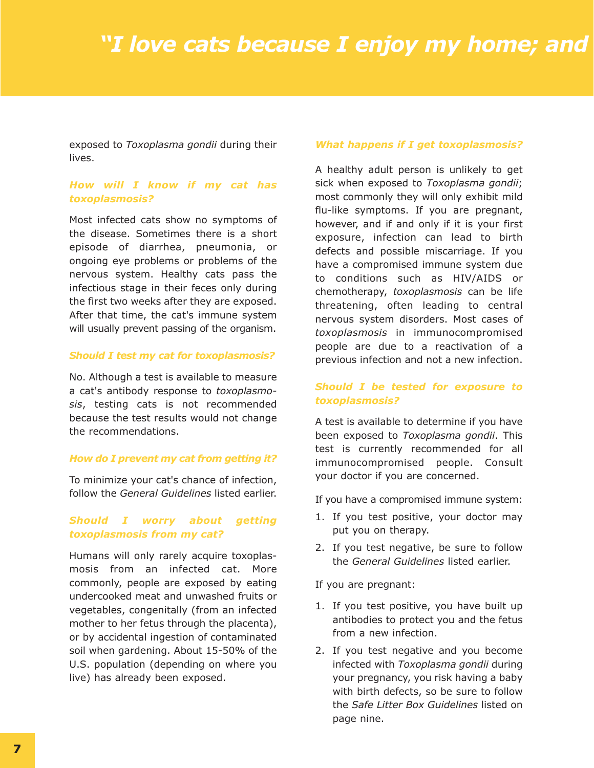# "I love cats because I enjoy my home; and

exposed to *Toxoplasma gondii* during their lives.

### How will I know if my cat has toxoplasmosis?

Most infected cats show no symptoms of the disease. Sometimes there is a short episode of diarrhea, pneumonia, or ongoing eye problems or problems of the nervous system. Healthy cats pass the infectious stage in their feces only during the first two weeks after they are exposed. After that time, the cat's immune system will usually prevent passing of the organism.

### Should I test my cat for toxoplasmosis?

No. Although a test is available to measure a cat's antibody response to *toxoplasmosis*, testing cats is not recommended because the test results would not change the recommendations.

### How do I prevent my cat from getting it?

To minimize your cat's chance of infection, follow the *General Guidelines* listed earlier.

### Should I worry about getting toxoplasmosis from my cat?

Humans will only rarely acquire toxoplasmosis from an infected cat. More commonly, people are exposed by eating undercooked meat and unwashed fruits or vegetables, congenitally (from an infected mother to her fetus through the placenta), or by accidental ingestion of contaminated soil when gardening. About 15-50% of the U.S. population (depending on where you live) has already been exposed.

### What happens if I get toxoplasmosis?

A healthy adult person is unlikely to get sick when exposed to *Toxoplasma gondii*; most commonly they will only exhibit mild flu-like symptoms. If you are pregnant, however, and if and only if it is your first exposure, infection can lead to birth defects and possible miscarriage. If you have a compromised immune system due to conditions such as HIV/AIDS or chemotherapy, *toxoplasmosis* can be life threatening, often leading to central nervous system disorders. Most cases of *toxoplasmosis* in immunocompromised people are due to a reactivation of a previous infection and not a new infection.

### Should I be tested for exposure to toxoplasmosis?

A test is available to determine if you have been exposed to *Toxoplasma gondii*. This test is currently recommended for all immunocompromised people. Consult your doctor if you are concerned.

If you have a compromised immune system:

1. If you test positive, your doctor may put you on therapy.
2. If you test negative, be sure to follow the *General Guidelines* listed earlier.

If you are pregnant:

1. If you test positive, you have built up antibodies to protect you and the fetus from a new infection.
2. If you test negative and you become infected with *Toxoplasma gondii* during your pregnancy, you risk having a baby with birth defects, so be sure to follow the *Safe Litter Box Guidelines* listed on page nine.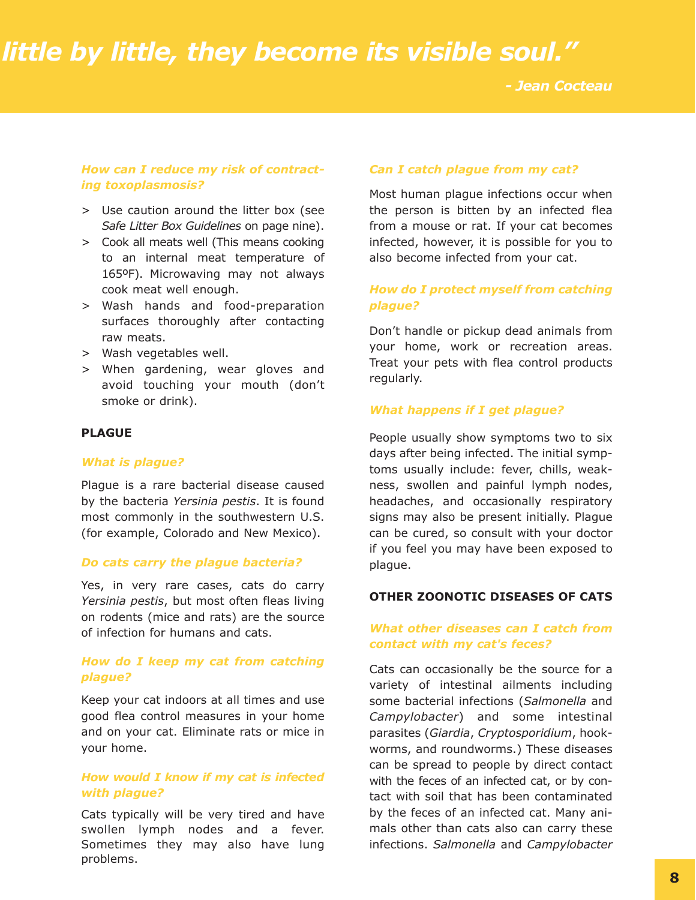*little by little, they become its visible soul."*

*- Jean Cocteau*

***How can I reduce my risk of contracting toxoplasmosis?***

> Use caution around the litter box (see *Safe Litter Box Guidelines* on page nine).
> Cook all meats well (This means cooking to an internal meat temperature of 165ºF). Microwaving may not always cook meat well enough.
> Wash hands and food-preparation surfaces thoroughly after contacting raw meats.
> Wash vegetables well.
> When gardening, wear gloves and avoid touching your mouth (don't smoke or drink).

## PLAGUE

***What is plague?***

Plague is a rare bacterial disease caused by the bacteria *Yersinia pestis*. It is found most commonly in the southwestern U.S. (for example, Colorado and New Mexico).

***Do cats carry the plague bacteria?***

Yes, in very rare cases, cats do carry *Yersinia pestis*, but most often fleas living on rodents (mice and rats) are the source of infection for humans and cats.

***How do I keep my cat from catching plague?***

Keep your cat indoors at all times and use good flea control measures in your home and on your cat. Eliminate rats or mice in your home.

***How would I know if my cat is infected with plague?***

Cats typically will be very tired and have swollen lymph nodes and a fever. Sometimes they may also have lung problems.

***Can I catch plague from my cat?***

Most human plague infections occur when the person is bitten by an infected flea from a mouse or rat. If your cat becomes infected, however, it is possible for you to also become infected from your cat.

***How do I protect myself from catching plague?***

Don't handle or pickup dead animals from your home, work or recreation areas. Treat your pets with flea control products regularly.

***What happens if I get plague?***

People usually show symptoms two to six days after being infected. The initial symptoms usually include: fever, chills, weakness, swollen and painful lymph nodes, headaches, and occasionally respiratory signs may also be present initially. Plague can be cured, so consult with your doctor if you feel you may have been exposed to plague.

## OTHER ZOONOTIC DISEASES OF CATS

***What other diseases can I catch from contact with my cat's feces?***

Cats can occasionally be the source for a variety of intestinal ailments including some bacterial infections (*Salmonella* and *Campylobacter*) and some intestinal parasites (*Giardia*, *Cryptosporidium*, hookworms, and roundworms.) These diseases can be spread to people by direct contact with the feces of an infected cat, or by contact with soil that has been contaminated by the feces of an infected cat. Many animals other than cats also can carry these infections. *Salmonella* and *Campylobacter*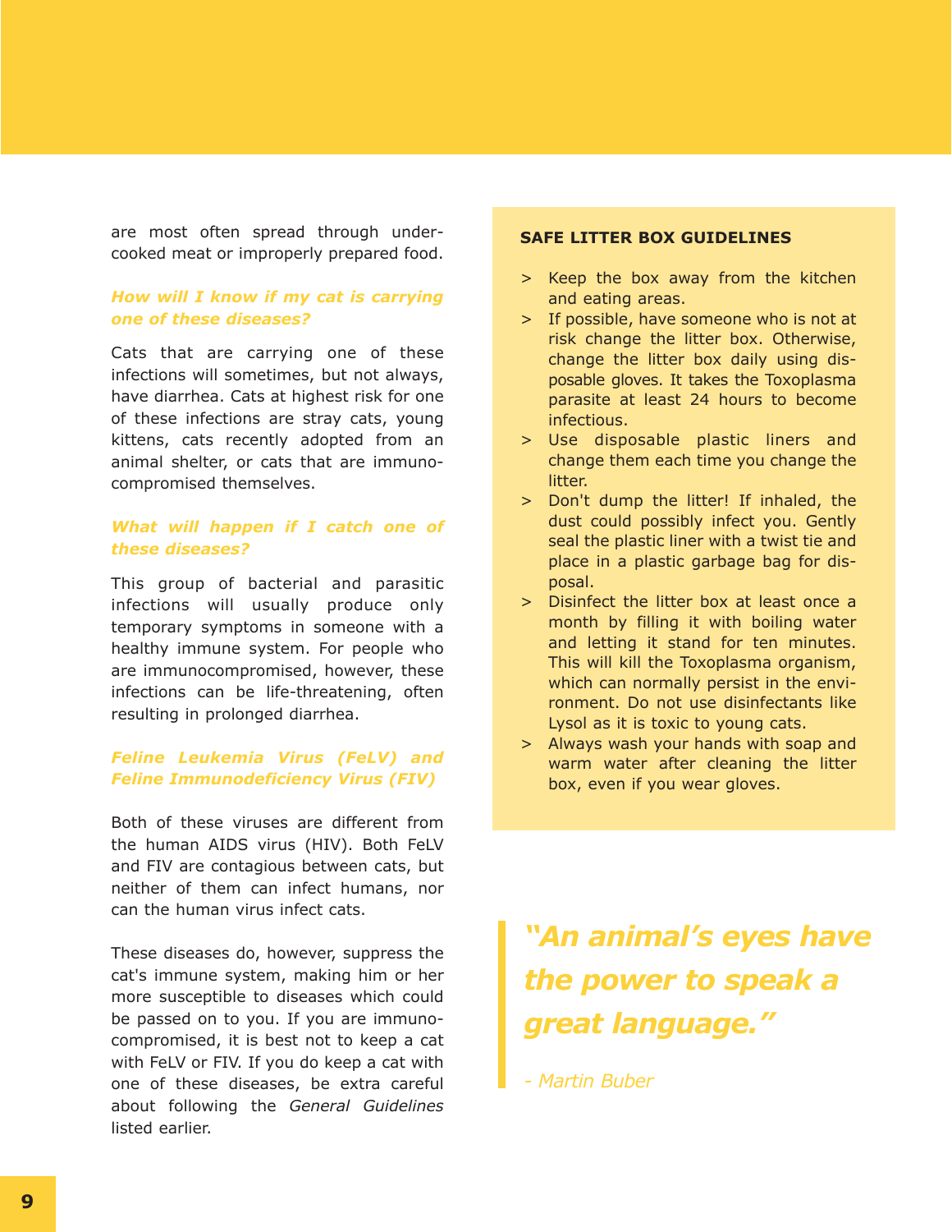are most often spread through undercooked meat or improperly prepared food.

### *How will I know if my cat is carrying one of these diseases?*

Cats that are carrying one of these infections will sometimes, but not always, have diarrhea. Cats at highest risk for one of these infections are stray cats, young kittens, cats recently adopted from an animal shelter, or cats that are immunocompromised themselves.

### *What will happen if I catch one of these diseases?*

This group of bacterial and parasitic infections will usually produce only temporary symptoms in someone with a healthy immune system. For people who are immunocompromised, however, these infections can be life-threatening, often resulting in prolonged diarrhea.

### *Feline Leukemia Virus (FeLV) and Feline Immunodeficiency Virus (FIV)*

Both of these viruses are different from the human AIDS virus (HIV). Both FeLV and FIV are contagious between cats, but neither of them can infect humans, nor can the human virus infect cats.

These diseases do, however, suppress the cat's immune system, making him or her more susceptible to diseases which could be passed on to you. If you are immunocompromised, it is best not to keep a cat with FeLV or FIV. If you do keep a cat with one of these diseases, be extra careful about following the *General Guidelines* listed earlier.

**SAFE LITTER BOX GUIDELINES**

> Keep the box away from the kitchen and eating areas.

> If possible, have someone who is not at risk change the litter box. Otherwise, change the litter box daily using disposable gloves. It takes the Toxoplasma parasite at least 24 hours to become infectious.

> Use disposable plastic liners and change them each time you change the litter.

> Don't dump the litter! If inhaled, the dust could possibly infect you. Gently seal the plastic liner with a twist tie and place in a plastic garbage bag for disposal.

> Disinfect the litter box at least once a month by filling it with boiling water and letting it stand for ten minutes. This will kill the Toxoplasma organism, which can normally persist in the environment. Do not use disinfectants like Lysol as it is toxic to young cats.

> Always wash your hands with soap and warm water after cleaning the litter box, even if you wear gloves.

*"An animal's eyes have the power to speak a great language."*

*- Martin Buber*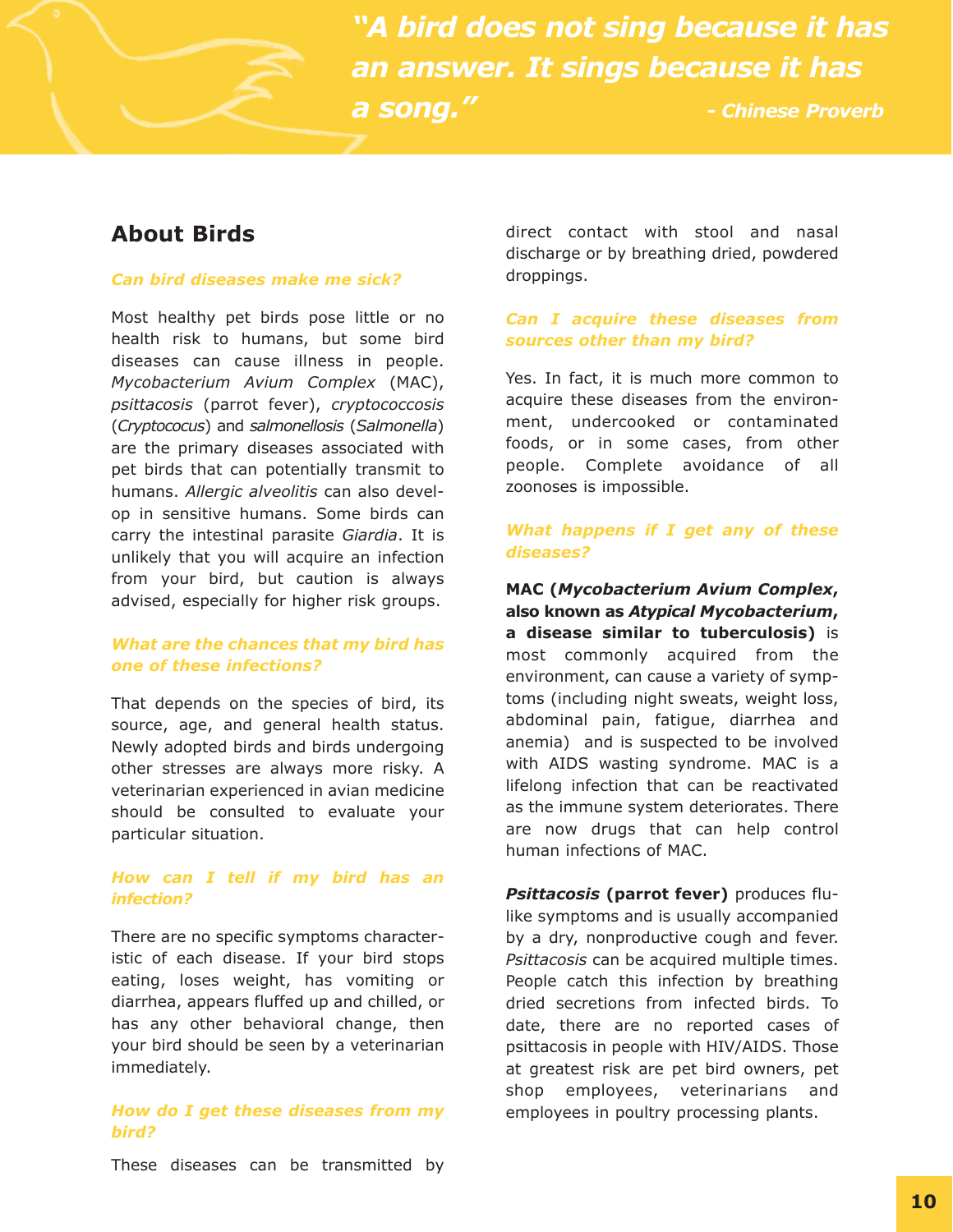*"A bird does not sing because it has an answer. It sings because it has a song."*

*- Chinese Proverb*

## About Birds

### *Can bird diseases make me sick?*

Most healthy pet birds pose little or no health risk to humans, but some bird diseases can cause illness in people. *Mycobacterium Avium Complex* (MAC), *psittacosis* (parrot fever), *cryptococcosis* (*Cryptococus*) and *salmonellosis* (*Salmonella*) are the primary diseases associated with pet birds that can potentially transmit to humans. *Allergic alveolitis* can also develop in sensitive humans. Some birds can carry the intestinal parasite *Giardia*. It is unlikely that you will acquire an infection from your bird, but caution is always advised, especially for higher risk groups.

### *What are the chances that my bird has one of these infections?*

That depends on the species of bird, its source, age, and general health status. Newly adopted birds and birds undergoing other stresses are always more risky. A veterinarian experienced in avian medicine should be consulted to evaluate your particular situation.

### *How can I tell if my bird has an infection?*

There are no specific symptoms characteristic of each disease. If your bird stops eating, loses weight, has vomiting or diarrhea, appears fluffed up and chilled, or has any other behavioral change, then your bird should be seen by a veterinarian immediately.

### *How do I get these diseases from my bird?*

These diseases can be transmitted by direct contact with stool and nasal discharge or by breathing dried, powdered droppings.

### *Can I acquire these diseases from sources other than my bird?*

Yes. In fact, it is much more common to acquire these diseases from the environment, undercooked or contaminated foods, or in some cases, from other people. Complete avoidance of all zoonoses is impossible.

### *What happens if I get any of these diseases?*

**MAC (*Mycobacterium Avium Complex*, also known as *Atypical Mycobacterium*, a disease similar to tuberculosis)** is most commonly acquired from the environment, can cause a variety of symptoms (including night sweats, weight loss, abdominal pain, fatigue, diarrhea and anemia) and is suspected to be involved with AIDS wasting syndrome. MAC is a lifelong infection that can be reactivated as the immune system deteriorates. There are now drugs that can help control human infections of MAC.

***Psittacosis* (parrot fever)** produces flu-like symptoms and is usually accompanied by a dry, nonproductive cough and fever. *Psittacosis* can be acquired multiple times. People catch this infection by breathing dried secretions from infected birds. To date, there are no reported cases of psittacosis in people with HIV/AIDS. Those at greatest risk are pet bird owners, pet shop employees, veterinarians and employees in poultry processing plants.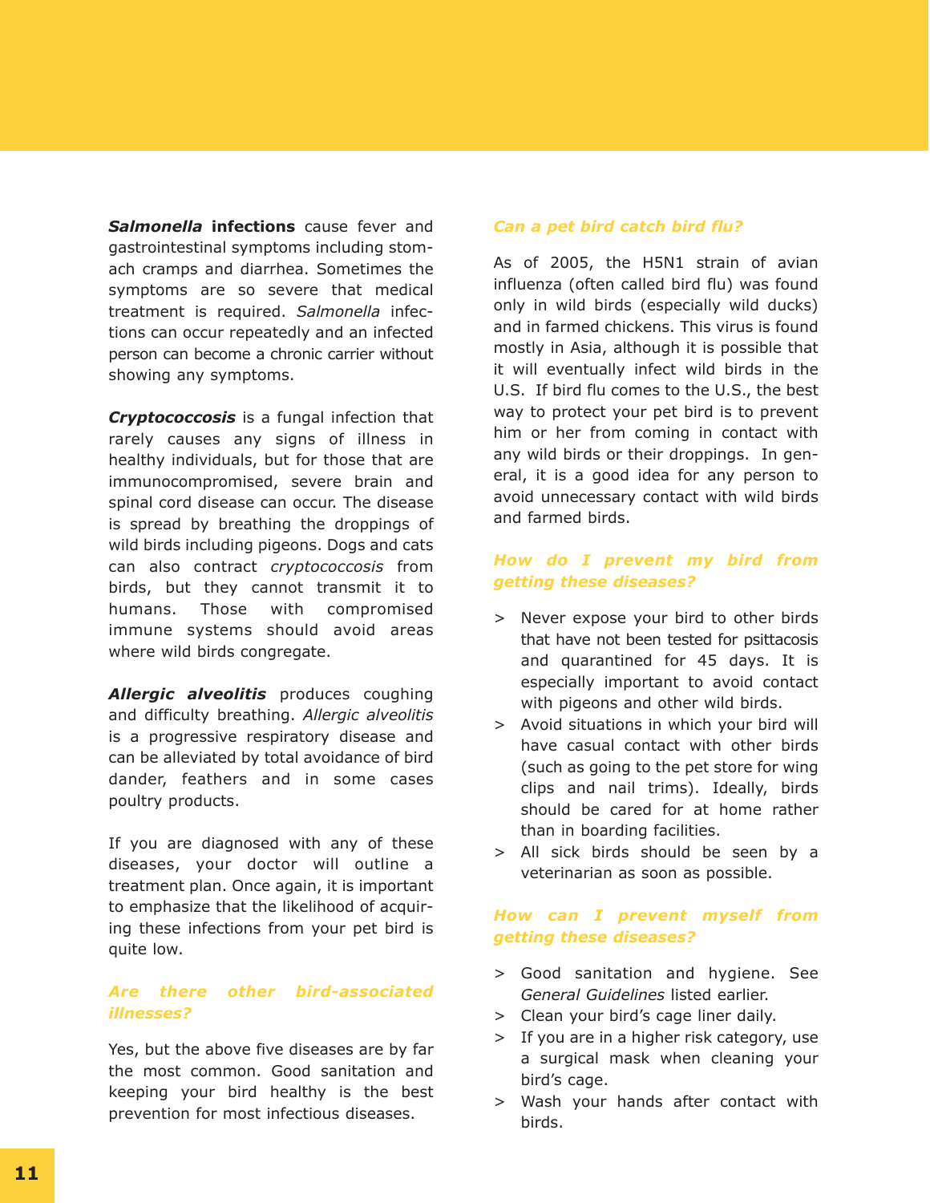***Salmonella* infections** cause fever and gastrointestinal symptoms including stomach cramps and diarrhea. Sometimes the symptoms are so severe that medical treatment is required. *Salmonella* infections can occur repeatedly and an infected person can become a chronic carrier without showing any symptoms.

***Cryptococcosis*** is a fungal infection that rarely causes any signs of illness in healthy individuals, but for those that are immunocompromised, severe brain and spinal cord disease can occur. The disease is spread by breathing the droppings of wild birds including pigeons. Dogs and cats can also contract *cryptococcosis* from birds, but they cannot transmit it to humans. Those with compromised immune systems should avoid areas where wild birds congregate.

***Allergic alveolitis*** produces coughing and difficulty breathing. *Allergic alveolitis* is a progressive respiratory disease and can be alleviated by total avoidance of bird dander, feathers and in some cases poultry products.

If you are diagnosed with any of these diseases, your doctor will outline a treatment plan. Once again, it is important to emphasize that the likelihood of acquiring these infections from your pet bird is quite low.

### *Are there other bird-associated illnesses?*

Yes, but the above five diseases are by far the most common. Good sanitation and keeping your bird healthy is the best prevention for most infectious diseases.

### *Can a pet bird catch bird flu?*

As of 2005, the H5N1 strain of avian influenza (often called bird flu) was found only in wild birds (especially wild ducks) and in farmed chickens. This virus is found mostly in Asia, although it is possible that it will eventually infect wild birds in the U.S. If bird flu comes to the U.S., the best way to protect your pet bird is to prevent him or her from coming in contact with any wild birds or their droppings. In general, it is a good idea for any person to avoid unnecessary contact with wild birds and farmed birds.

### *How do I prevent my bird from getting these diseases?*

> Never expose your bird to other birds that have not been tested for psittacosis and quarantined for 45 days. It is especially important to avoid contact with pigeons and other wild birds.

> Avoid situations in which your bird will have casual contact with other birds (such as going to the pet store for wing clips and nail trims). Ideally, birds should be cared for at home rather than in boarding facilities.

> All sick birds should be seen by a veterinarian as soon as possible.

### *How can I prevent myself from getting these diseases?*

> Good sanitation and hygiene. See *General Guidelines* listed earlier.

> Clean your bird's cage liner daily.

> If you are in a higher risk category, use a surgical mask when cleaning your bird's cage.

> Wash your hands after contact with birds.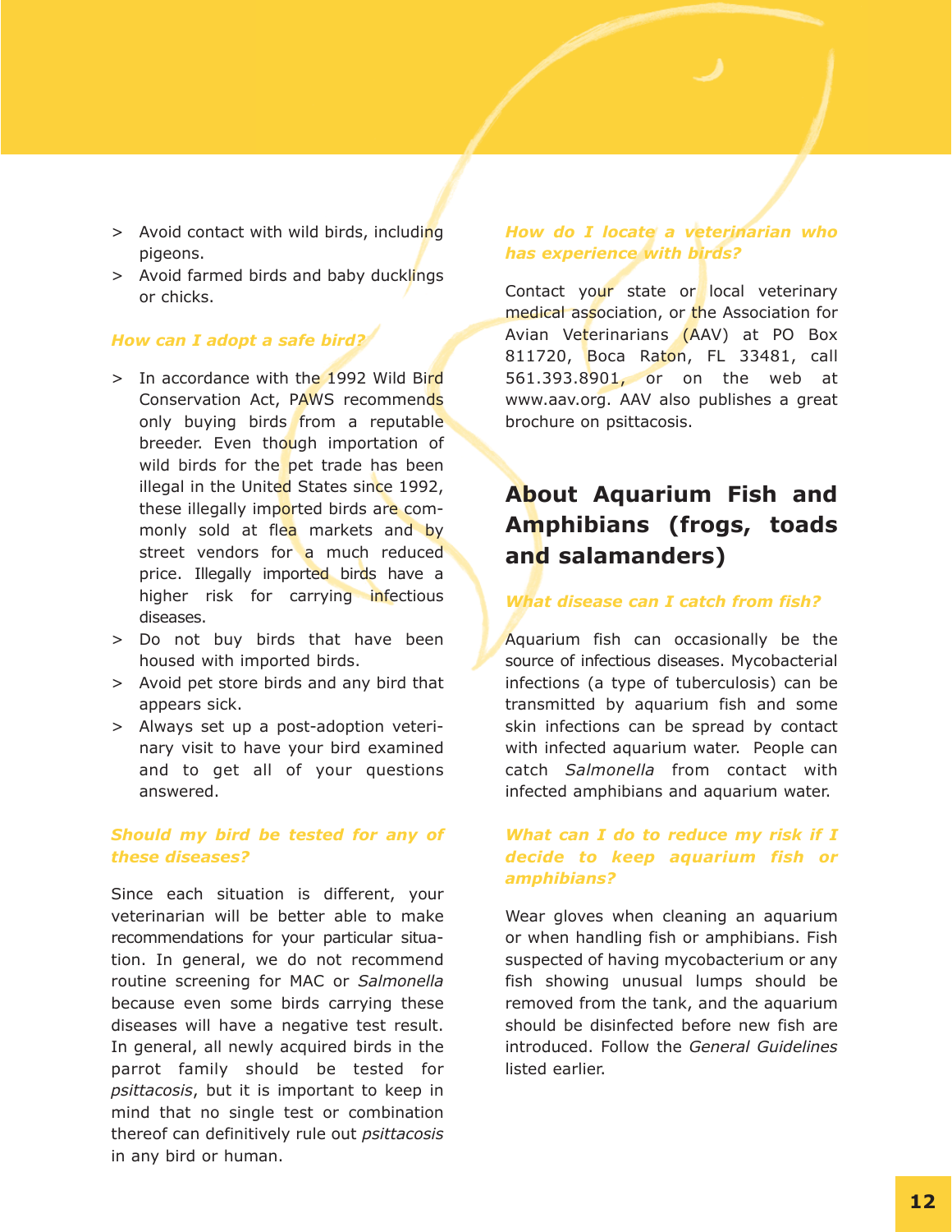- > Avoid contact with wild birds, including pigeons.
- > Avoid farmed birds and baby ducklings or chicks.

***How can I adopt a safe bird?***

- > In accordance with the 1992 Wild Bird Conservation Act, PAWS recommends only buying birds from a reputable breeder. Even though importation of wild birds for the pet trade has been illegal in the United States since 1992, these illegally imported birds are commonly sold at flea markets and by street vendors for a much reduced price. Illegally imported birds have a higher risk for carrying infectious diseases.
- > Do not buy birds that have been housed with imported birds.
- > Avoid pet store birds and any bird that appears sick.
- > Always set up a post-adoption veterinary visit to have your bird examined and to get all of your questions answered.

***Should my bird be tested for any of these diseases?***

Since each situation is different, your veterinarian will be better able to make recommendations for your particular situation. In general, we do not recommend routine screening for MAC or *Salmonella* because even some birds carrying these diseases will have a negative test result. In general, all newly acquired birds in the parrot family should be tested for *psittacosis*, but it is important to keep in mind that no single test or combination thereof can definitively rule out *psittacosis* in any bird or human.

***How do I locate a veterinarian who has experience with birds?***

Contact your state or local veterinary medical association, or the Association for Avian Veterinarians (AAV) at PO Box 811720, Boca Raton, FL 33481, call 561.393.8901, or on the web at www.aav.org. AAV also publishes a great brochure on psittacosis.

## About Aquarium Fish and Amphibians (frogs, toads and salamanders)

***What disease can I catch from fish?***

Aquarium fish can occasionally be the source of infectious diseases. Mycobacterial infections (a type of tuberculosis) can be transmitted by aquarium fish and some skin infections can be spread by contact with infected aquarium water. People can catch *Salmonella* from contact with infected amphibians and aquarium water.

***What can I do to reduce my risk if I decide to keep aquarium fish or amphibians?***

Wear gloves when cleaning an aquarium or when handling fish or amphibians. Fish suspected of having mycobacterium or any fish showing unusual lumps should be removed from the tank, and the aquarium should be disinfected before new fish are introduced. Follow the *General Guidelines* listed earlier.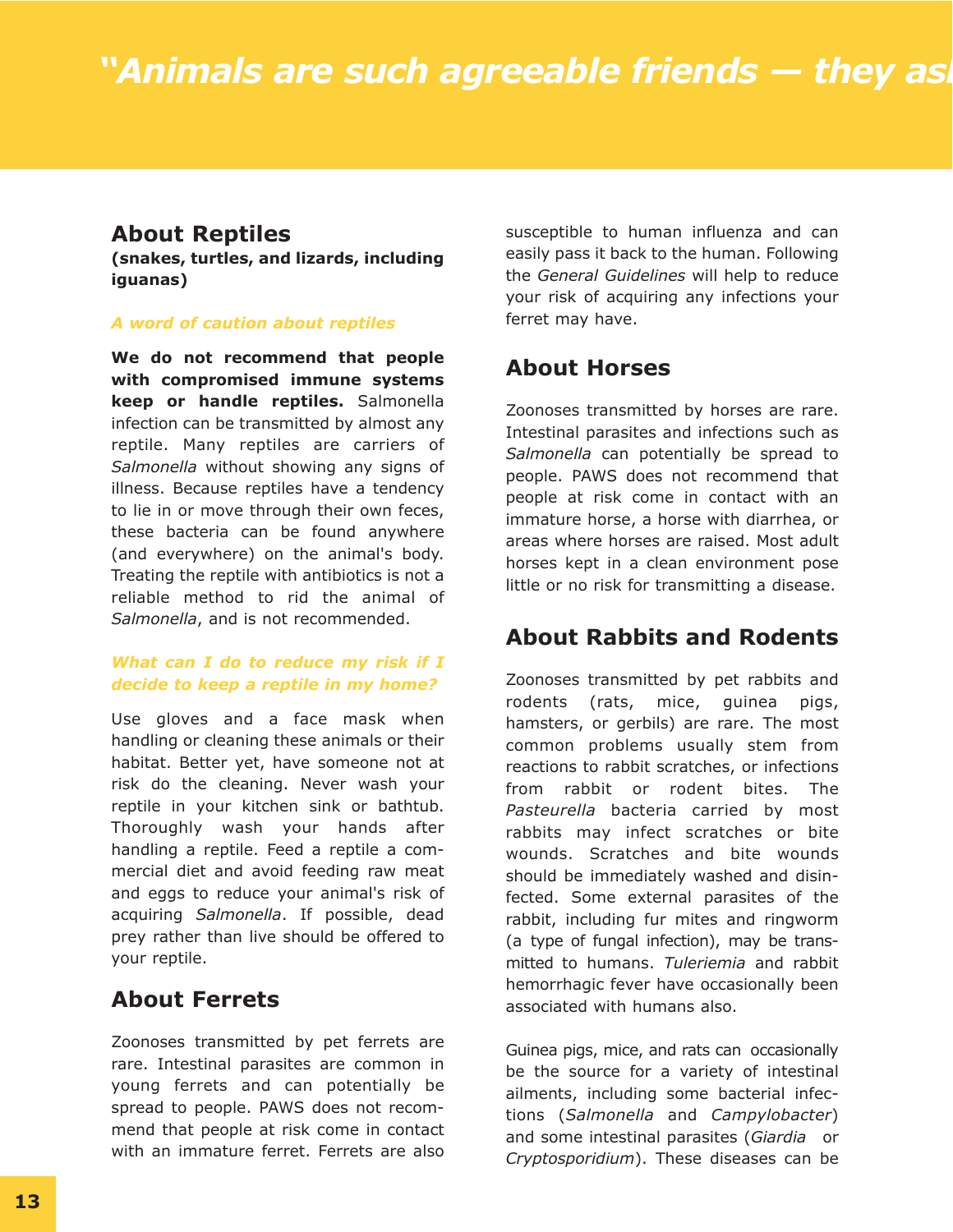## About Reptiles

**(snakes, turtles, and lizards, including iguanas)**

*A word of caution about reptiles*

**We do not recommend that people with compromised immune systems keep or handle reptiles.** Salmonella infection can be transmitted by almost any reptile. Many reptiles are carriers of *Salmonella* without showing any signs of illness. Because reptiles have a tendency to lie in or move through their own feces, these bacteria can be found anywhere (and everywhere) on the animal's body. Treating the reptile with antibiotics is not a reliable method to rid the animal of *Salmonella*, and is not recommended.

*What can I do to reduce my risk if I decide to keep a reptile in my home?*

Use gloves and a face mask when handling or cleaning these animals or their habitat. Better yet, have someone not at risk do the cleaning. Never wash your reptile in your kitchen sink or bathtub. Thoroughly wash your hands after handling a reptile. Feed a reptile a commercial diet and avoid feeding raw meat and eggs to reduce your animal's risk of acquiring *Salmonella*. If possible, dead prey rather than live should be offered to your reptile.

## About Ferrets

Zoonoses transmitted by pet ferrets are rare. Intestinal parasites are common in young ferrets and can potentially be spread to people. PAWS does not recommend that people at risk come in contact with an immature ferret. Ferrets are also susceptible to human influenza and can easily pass it back to the human. Following the *General Guidelines* will help to reduce your risk of acquiring any infections your ferret may have.

## About Horses

Zoonoses transmitted by horses are rare. Intestinal parasites and infections such as *Salmonella* can potentially be spread to people. PAWS does not recommend that people at risk come in contact with an immature horse, a horse with diarrhea, or areas where horses are raised. Most adult horses kept in a clean environment pose little or no risk for transmitting a disease.

## About Rabbits and Rodents

Zoonoses transmitted by pet rabbits and rodents (rats, mice, guinea pigs, hamsters, or gerbils) are rare. The most common problems usually stem from reactions to rabbit scratches, or infections from rabbit or rodent bites. The *Pasteurella* bacteria carried by most rabbits may infect scratches or bite wounds. Scratches and bite wounds should be immediately washed and disinfected. Some external parasites of the rabbit, including fur mites and ringworm (a type of fungal infection), may be transmitted to humans. *Tuleriemia* and rabbit hemorrhagic fever have occasionally been associated with humans also.

Guinea pigs, mice, and rats can occasionally be the source for a variety of intestinal ailments, including some bacterial infections (*Salmonella* and *Campylobacter*) and some intestinal parasites (*Giardia* or *Cryptosporidium*). These diseases can be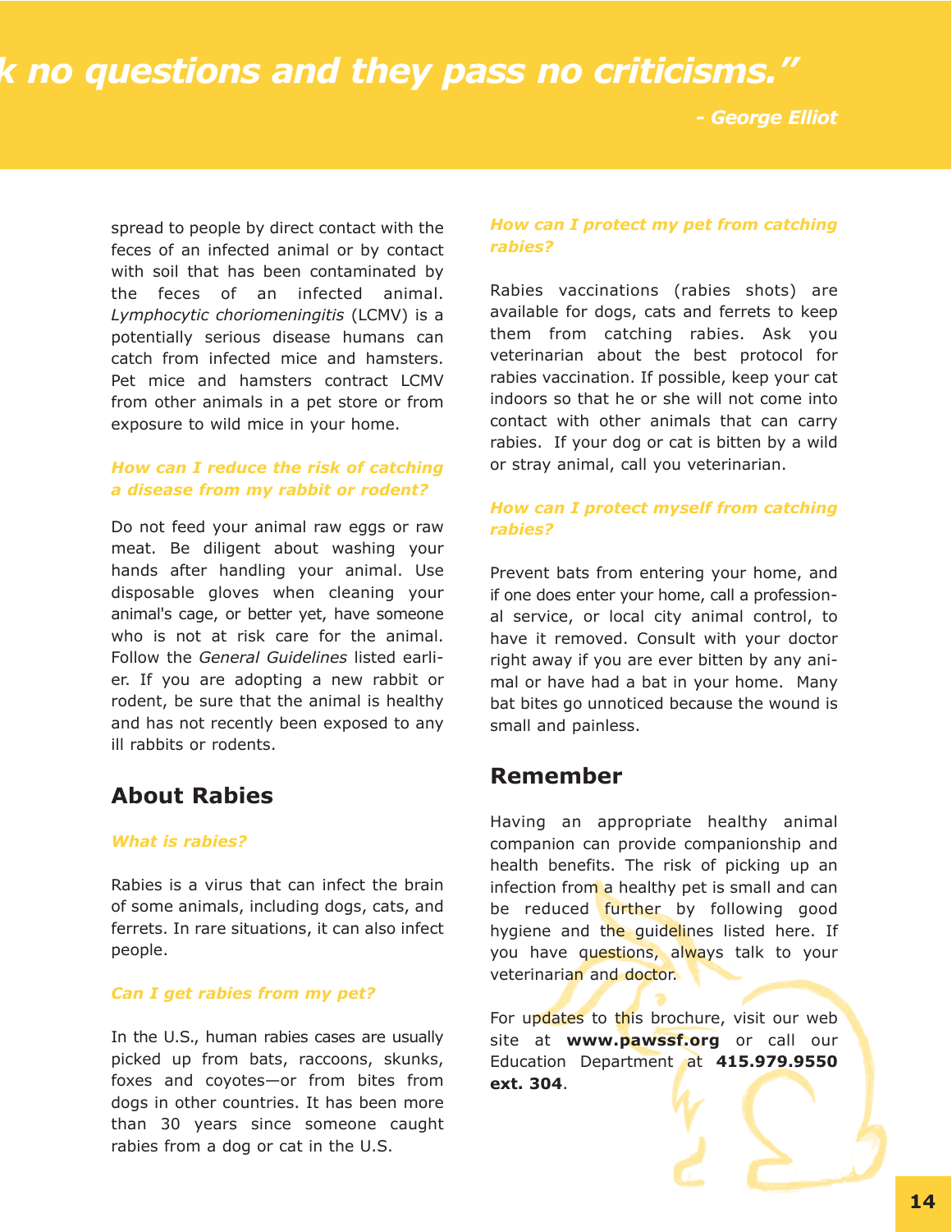*k no questions and they pass no criticisms."*

***- George Elliot***

spread to people by direct contact with the feces of an infected animal or by contact with soil that has been contaminated by the feces of an infected animal. *Lymphocytic choriomeningitis* (LCMV) is a potentially serious disease humans can catch from infected mice and hamsters. Pet mice and hamsters contract LCMV from other animals in a pet store or from exposure to wild mice in your home.

***How can I reduce the risk of catching a disease from my rabbit or rodent?***

Do not feed your animal raw eggs or raw meat. Be diligent about washing your hands after handling your animal. Use disposable gloves when cleaning your animal's cage, or better yet, have someone who is not at risk care for the animal. Follow the *General Guidelines* listed earlier. If you are adopting a new rabbit or rodent, be sure that the animal is healthy and has not recently been exposed to any ill rabbits or rodents.

## About Rabies

***What is rabies?***

Rabies is a virus that can infect the brain of some animals, including dogs, cats, and ferrets. In rare situations, it can also infect people.

***Can I get rabies from my pet?***

In the U.S., human rabies cases are usually picked up from bats, raccoons, skunks, foxes and coyotes—or from bites from dogs in other countries. It has been more than 30 years since someone caught rabies from a dog or cat in the U.S.

***How can I protect my pet from catching rabies?***

Rabies vaccinations (rabies shots) are available for dogs, cats and ferrets to keep them from catching rabies. Ask you veterinarian about the best protocol for rabies vaccination. If possible, keep your cat indoors so that he or she will not come into contact with other animals that can carry rabies. If your dog or cat is bitten by a wild or stray animal, call you veterinarian.

***How can I protect myself from catching rabies?***

Prevent bats from entering your home, and if one does enter your home, call a professional service, or local city animal control, to have it removed. Consult with your doctor right away if you are ever bitten by any animal or have had a bat in your home. Many bat bites go unnoticed because the wound is small and painless.

## Remember

Having an appropriate healthy animal companion can provide companionship and health benefits. The risk of picking up an infection from a healthy pet is small and can be reduced further by following good hygiene and the guidelines listed here. If you have questions, always talk to your veterinarian and doctor.

For updates to this brochure, visit our web site at **www.pawssf.org** or call our Education Department at **415.979.9550 ext. 304**.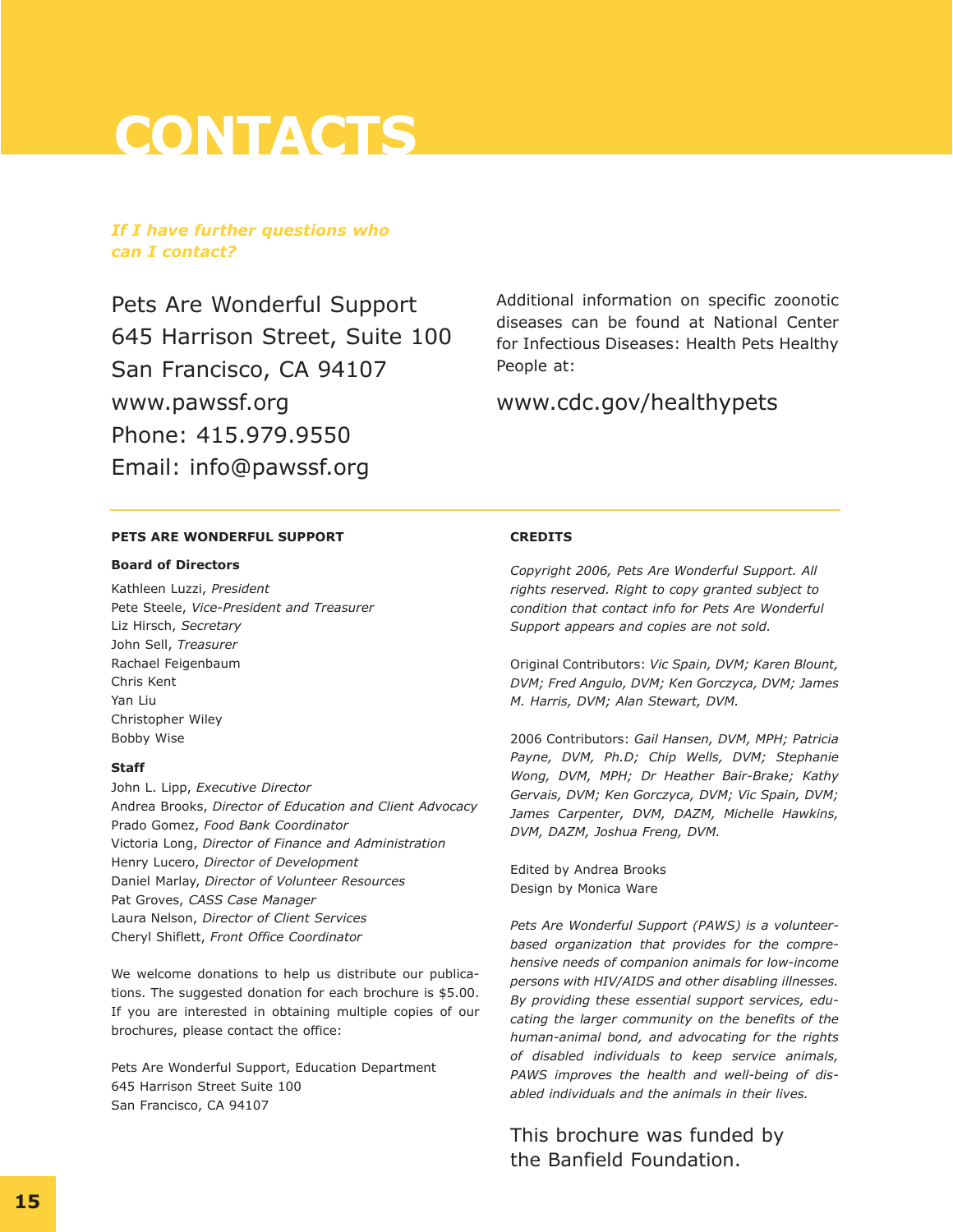# CONTACTS

***If I have further questions who can I contact?***

Pets Are Wonderful Support
645 Harrison Street, Suite 100
San Francisco, CA 94107
www.pawssf.org
Phone: 415.979.9550
Email: info@pawssf.org

Additional information on specific zoonotic diseases can be found at National Center for Infectious Diseases: Health Pets Healthy People at:

www.cdc.gov/healthypets

**PETS ARE WONDERFUL SUPPORT**

**Board of Directors**

Kathleen Luzzi, *President*
Pete Steele, *Vice-President and Treasurer*
Liz Hirsch, *Secretary*
John Sell, *Treasurer*
Rachael Feigenbaum
Chris Kent
Yan Liu
Christopher Wiley
Bobby Wise

**Staff**

John L. Lipp, *Executive Director*
Andrea Brooks, *Director of Education and Client Advocacy*
Prado Gomez, *Food Bank Coordinator*
Victoria Long, *Director of Finance and Administration*
Henry Lucero, *Director of Development*
Daniel Marlay, *Director of Volunteer Resources*
Pat Groves, *CASS Case Manager*
Laura Nelson, *Director of Client Services*
Cheryl Shiflett, *Front Office Coordinator*

We welcome donations to help us distribute our publications. The suggested donation for each brochure is $5.00. If you are interested in obtaining multiple copies of our brochures, please contact the office:

Pets Are Wonderful Support, Education Department
645 Harrison Street Suite 100
San Francisco, CA 94107

**CREDITS**

*Copyright 2006, Pets Are Wonderful Support. All rights reserved. Right to copy granted subject to condition that contact info for Pets Are Wonderful Support appears and copies are not sold.*

Original Contributors: *Vic Spain, DVM; Karen Blount, DVM; Fred Angulo, DVM; Ken Gorczyca, DVM; James M. Harris, DVM; Alan Stewart, DVM.*

2006 Contributors: *Gail Hansen, DVM, MPH; Patricia Payne, DVM, Ph.D; Chip Wells, DVM; Stephanie Wong, DVM, MPH; Dr Heather Bair-Brake; Kathy Gervais, DVM; Ken Gorczyca, DVM; Vic Spain, DVM; James Carpenter, DVM, DAZM, Michelle Hawkins, DVM, DAZM, Joshua Freng, DVM.*

Edited by Andrea Brooks
Design by Monica Ware

*Pets Are Wonderful Support (PAWS) is a volunteer-based organization that provides for the comprehensive needs of companion animals for low-income persons with HIV/AIDS and other disabling illnesses. By providing these essential support services, educating the larger community on the benefits of the human-animal bond, and advocating for the rights of disabled individuals to keep service animals, PAWS improves the health and well-being of disabled individuals and the animals in their lives.*

This brochure was funded by the Banfield Foundation.